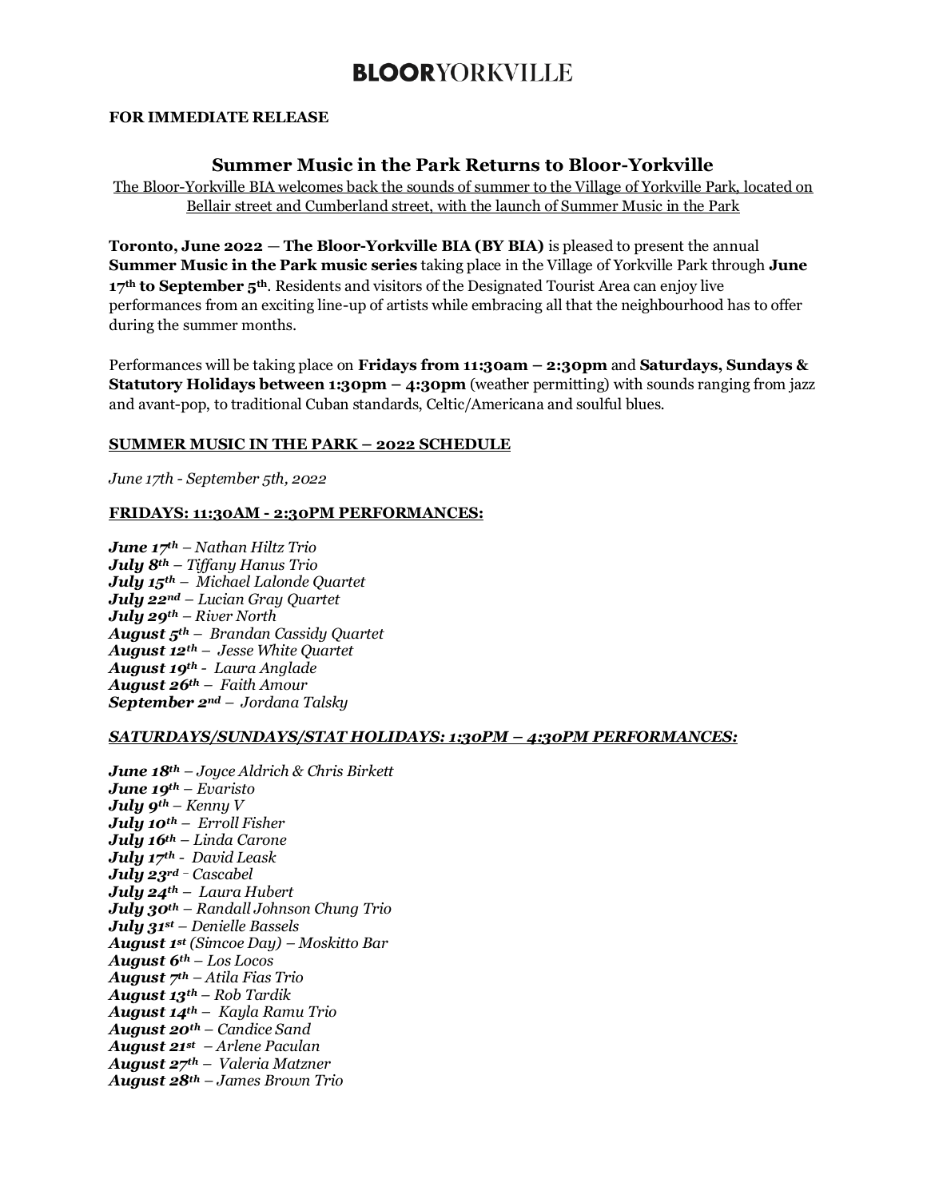# BLOORYORKVILLE

**FOR IMMEDIATE RELEASE**

## Summer Music in the Park Returns to Bloor-Yorkville

The Bloor-Yorkville BIA welcomes back the sounds of summer to the Village of Yorkville Park, located on Bellair street and Cumberland street, with the launch of Summer Music in the Park

**Toronto, June 2022** — **The Bloor-Yorkville BIA (BY BIA)** is pleased to present the annual **Summer Music in the Park music series** taking place in the Village of Yorkville Park through **June 17th to September 5th**. Residents and visitors of the Designated Tourist Area can enjoy live performances from an exciting line-up of artists while embracing all that the neighbourhood has to offer during the summer months.

Performances will be taking place on **Fridays from 11:30am – 2:30pm** and **Saturdays, Sundays & Statutory Holidays between 1:30pm – 4:30pm** (weather permitting) with sounds ranging from jazz and avant-pop, to traditional Cuban standards, Celtic/Americana and soulful blues.

**SUMMER MUSIC IN THE PARK – 2022 SCHEDULE**

*June 17th - September 5th, 2022*

**FRIDAYS: 11:30AM - 2:30PM PERFORMANCES:**

***June 17th** – Nathan Hiltz Trio*
***July 8th** – Tiffany Hanus Trio*
***July 15th** – Michael Lalonde Quartet*
***July 22nd** – Lucian Gray Quartet*
***July 29th** – River North*
***August 5th** – Brandan Cassidy Quartet*
***August 12th** – Jesse White Quartet*
***August 19th** - Laura Anglade*
***August 26th** – Faith Amour*
***September 2nd** – Jordana Talsky*

***SATURDAYS/SUNDAYS/STAT HOLIDAYS: 1:30PM – 4:30PM PERFORMANCES:***

***June 18th** – Joyce Aldrich & Chris Birkett*
***June 19th** – Evaristo*
***July 9th** – Kenny V*
***July 10th** – Erroll Fisher*
***July 16th** – Linda Carone*
***July 17th** - David Leask*
***July 23rd** - Cascabel*
***July 24th** – Laura Hubert*
***July 30th** – Randall Johnson Chung Trio*
***July 31st** – Denielle Bassels*
***August 1st** (Simcoe Day) – Moskitto Bar*
***August 6th** – Los Locos*
***August 7th** – Atila Fias Trio*
***August 13th** – Rob Tardik*
***August 14th** – Kayla Ramu Trio*
***August 20th** – Candice Sand*
***August 21st** – Arlene Paculan*
***August 27th** – Valeria Matzner*
***August 28th** – James Brown Trio*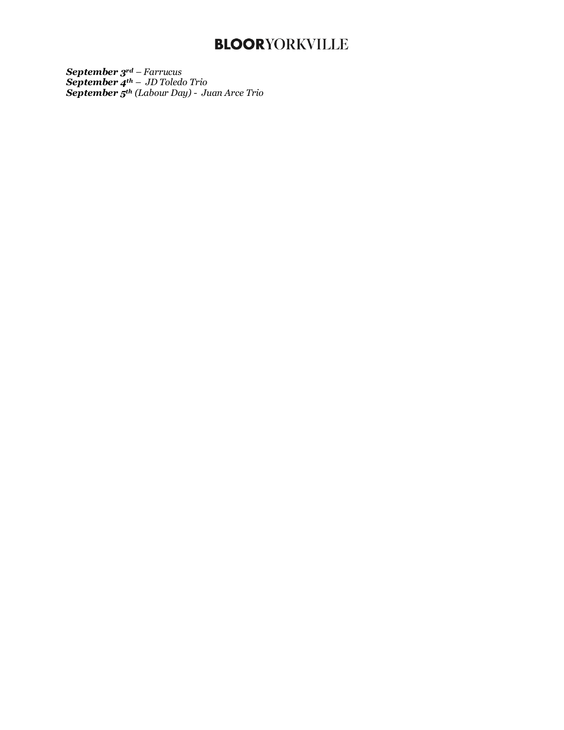***September 3rd*** *– Farrucus*
***September 4th*** *– JD Toledo Trio*
***September 5th*** *(Labour Day) - Juan Arce Trio*